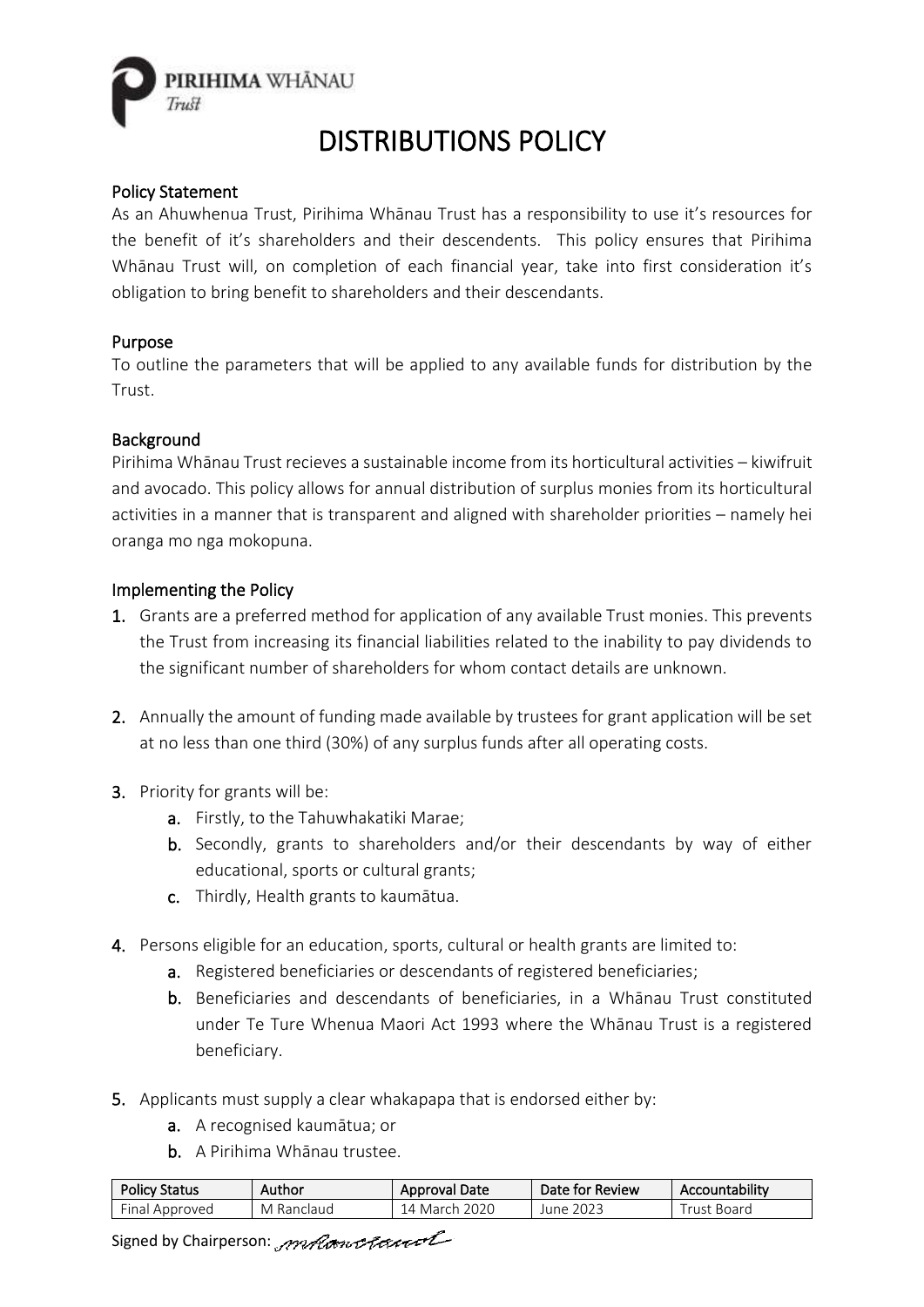PIRIHIMA WHĀNAU
*Trust*

# DISTRIBUTIONS POLICY

## Policy Statement

As an Ahuwhenua Trust, Pirihima Whānau Trust has a responsibility to use it's resources for the benefit of it's shareholders and their descendents. This policy ensures that Pirihima Whānau Trust will, on completion of each financial year, take into first consideration it's obligation to bring benefit to shareholders and their descendants.

## Purpose

To outline the parameters that will be applied to any available funds for distribution by the Trust.

## Background

Pirihima Whānau Trust recieves a sustainable income from its horticultural activities – kiwifruit and avocado. This policy allows for annual distribution of surplus monies from its horticultural activities in a manner that is transparent and aligned with shareholder priorities – namely hei oranga mo nga mokopuna.

## Implementing the Policy

1. Grants are a preferred method for application of any available Trust monies. This prevents the Trust from increasing its financial liabilities related to the inability to pay dividends to the significant number of shareholders for whom contact details are unknown.

2. Annually the amount of funding made available by trustees for grant application will be set at no less than one third (30%) of any surplus funds after all operating costs.

3. Priority for grants will be:
   a. Firstly, to the Tahuwhakatiki Marae;
   b. Secondly, grants to shareholders and/or their descendants by way of either educational, sports or cultural grants;
   c. Thirdly, Health grants to kaumātua.

4. Persons eligible for an education, sports, cultural or health grants are limited to:
   a. Registered beneficiaries or descendants of registered beneficiaries;
   b. Beneficiaries and descendants of beneficiaries, in a Whānau Trust constituted under Te Ture Whenua Maori Act 1993 where the Whānau Trust is a registered beneficiary.

5. Applicants must supply a clear whakapapa that is endorsed either by:
   a. A recognised kaumātua; or
   b. A Pirihima Whānau trustee.

| Policy Status | Author | Approval Date | Date for Review | Accountability |
|---|---|---|---|---|
| Final Approved | M Ranclaud | 14 March 2020 | June 2023 | Trust Board |

Signed by Chairperson: *mRanclaud*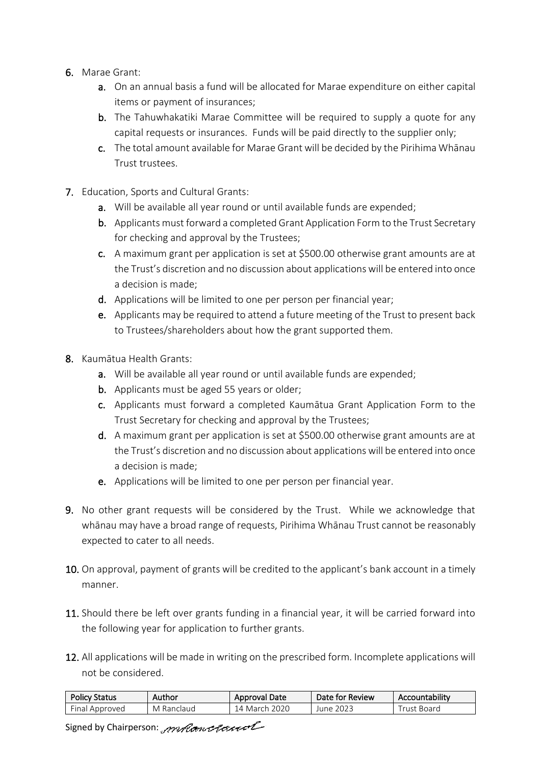6. Marae Grant:
   a. On an annual basis a fund will be allocated for Marae expenditure on either capital items or payment of insurances;
   b. The Tahuwhakatiki Marae Committee will be required to supply a quote for any capital requests or insurances. Funds will be paid directly to the supplier only;
   c. The total amount available for Marae Grant will be decided by the Pirihima Whānau Trust trustees.

7. Education, Sports and Cultural Grants:
   a. Will be available all year round or until available funds are expended;
   b. Applicants must forward a completed Grant Application Form to the Trust Secretary for checking and approval by the Trustees;
   c. A maximum grant per application is set at $500.00 otherwise grant amounts are at the Trust's discretion and no discussion about applications will be entered into once a decision is made;
   d. Applications will be limited to one per person per financial year;
   e. Applicants may be required to attend a future meeting of the Trust to present back to Trustees/shareholders about how the grant supported them.

8. Kaumātua Health Grants:
   a. Will be available all year round or until available funds are expended;
   b. Applicants must be aged 55 years or older;
   c. Applicants must forward a completed Kaumātua Grant Application Form to the Trust Secretary for checking and approval by the Trustees;
   d. A maximum grant per application is set at $500.00 otherwise grant amounts are at the Trust's discretion and no discussion about applications will be entered into once a decision is made;
   e. Applications will be limited to one per person per financial year.

9. No other grant requests will be considered by the Trust. While we acknowledge that whānau may have a broad range of requests, Pirihima Whānau Trust cannot be reasonably expected to cater to all needs.

10. On approval, payment of grants will be credited to the applicant's bank account in a timely manner.

11. Should there be left over grants funding in a financial year, it will be carried forward into the following year for application to further grants.

12. All applications will be made in writing on the prescribed form. Incomplete applications will not be considered.

| Policy Status | Author | Approval Date | Date for Review | Accountability |
|---|---|---|---|---|
| Final Approved | M Ranclaud | 14 March 2020 | June 2023 | Trust Board |

Signed by Chairperson: mRanclaud